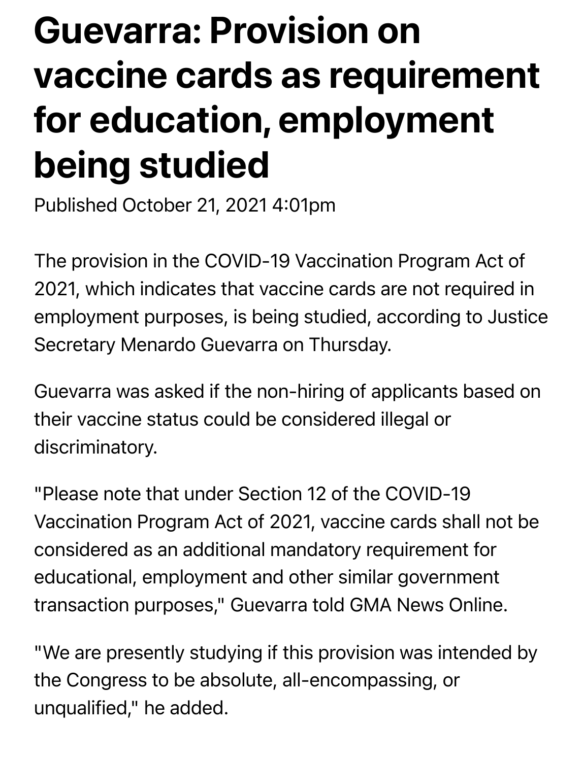# Guevarra: Provision on vaccine cards as requirement for education, employment being studied

Published October 21, 2021 4:01pm

The provision in the COVID-19 Vaccination Program Act of 2021, which indicates that vaccine cards are not required in employment purposes, is being studied, according to Justice Secretary Menardo Guevarra on Thursday.

Guevarra was asked if the non-hiring of applicants based on their vaccine status could be considered illegal or discriminatory.

"Please note that under Section 12 of the COVID-19 Vaccination Program Act of 2021, vaccine cards shall not be considered as an additional mandatory requirement for educational, employment and other similar government transaction purposes," Guevarra told GMA News Online.

"We are presently studying if this provision was intended by the Congress to be absolute, all-encompassing, or unqualified," he added.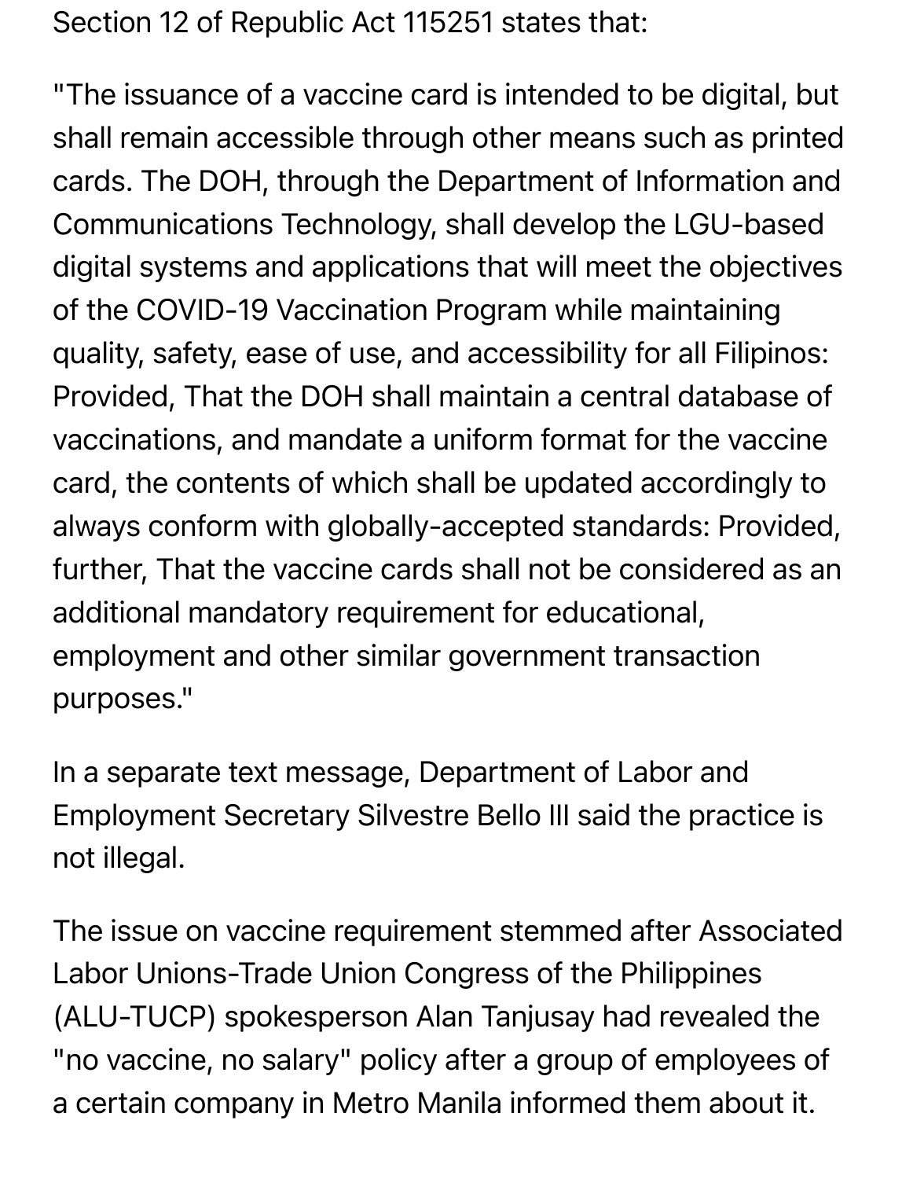Section 12 of Republic Act 115251 states that:

"The issuance of a vaccine card is intended to be digital, but shall remain accessible through other means such as printed cards. The DOH, through the Department of Information and Communications Technology, shall develop the LGU-based digital systems and applications that will meet the objectives of the COVID-19 Vaccination Program while maintaining quality, safety, ease of use, and accessibility for all Filipinos: Provided, That the DOH shall maintain a central database of vaccinations, and mandate a uniform format for the vaccine card, the contents of which shall be updated accordingly to always conform with globally-accepted standards: Provided, further, That the vaccine cards shall not be considered as an additional mandatory requirement for educational, employment and other similar government transaction purposes."

In a separate text message, Department of Labor and Employment Secretary Silvestre Bello III said the practice is not illegal.

The issue on vaccine requirement stemmed after Associated Labor Unions-Trade Union Congress of the Philippines (ALU-TUCP) spokesperson Alan Tanjusay had revealed the "no vaccine, no salary" policy after a group of employees of a certain company in Metro Manila informed them about it.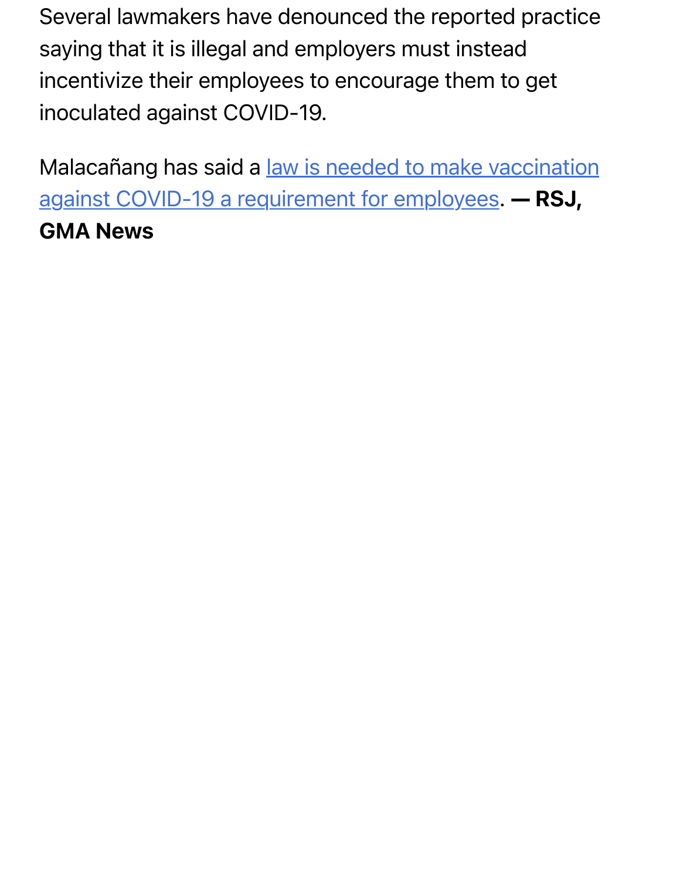Several lawmakers have denounced the reported practice saying that it is illegal and employers must instead incentivize their employees to encourage them to get inoculated against COVID-19.

Malacañang has said a law is needed to make vaccination against COVID-19 a requirement for employees. **— RSJ, GMA News**